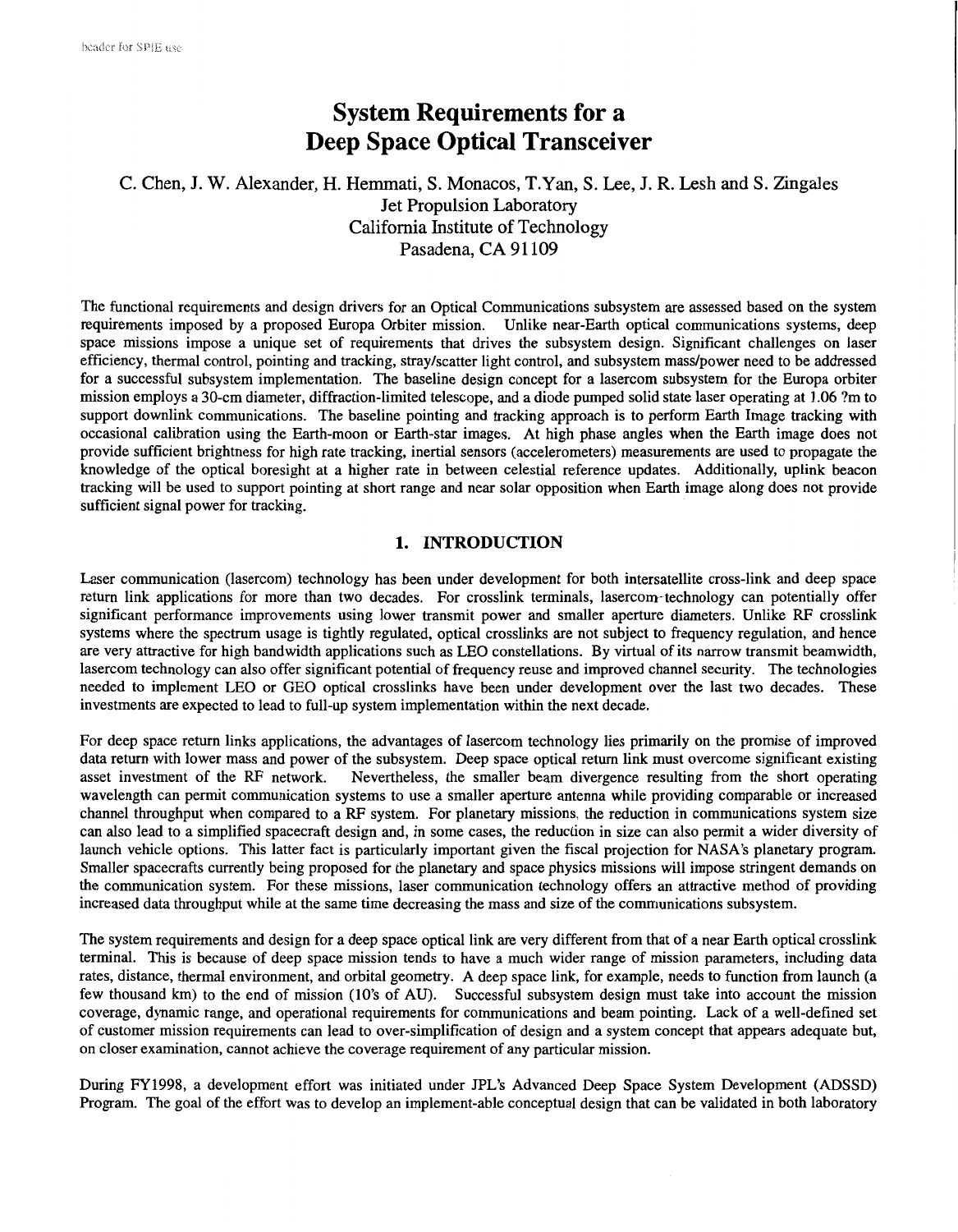# System Requirements for a Deep Space Optical Transceiver

C. Chen, J. W. Alexander, H. Hemmati, S. Monacos, T.Yan, S. Lee, J. R. Lesh and S. Zingales
Jet Propulsion Laboratory
California Institute of Technology
Pasadena, CA 91109

The functional requirements and design drivers for an Optical Communications subsystem are assessed based on the system requirements imposed by a proposed Europa Orbiter mission. Unlike near-Earth optical communications systems, deep space missions impose a unique set of requirements that drives the subsystem design. Significant challenges on laser efficiency, thermal control, pointing and tracking, stray/scatter light control, and subsystem mass/power need to be addressed for a successful subsystem implementation. The baseline design concept for a lasercom subsystem for the Europa orbiter mission employs a 30-cm diameter, diffraction-limited telescope, and a diode pumped solid state laser operating at 1.06 ?m to support downlink communications. The baseline pointing and tracking approach is to perform Earth Image tracking with occasional calibration using the Earth-moon or Earth-star images. At high phase angles when the Earth image does not provide sufficient brightness for high rate tracking, inertial sensors (accelerometers) measurements are used to propagate the knowledge of the optical boresight at a higher rate in between celestial reference updates. Additionally, uplink beacon tracking will be used to support pointing at short range and near solar opposition when Earth image along does not provide sufficient signal power for tracking.

## 1. INTRODUCTION

Laser communication (lasercom) technology has been under development for both intersatellite cross-link and deep space return link applications for more than two decades. For crosslink terminals, lasercom technology can potentially offer significant performance improvements using lower transmit power and smaller aperture diameters. Unlike RF crosslink systems where the spectrum usage is tightly regulated, optical crosslinks are not subject to frequency regulation, and hence are very attractive for high bandwidth applications such as LEO constellations. By virtual of its narrow transmit beamwidth, lasercom technology can also offer significant potential of frequency reuse and improved channel security. The technologies needed to implement LEO or GEO optical crosslinks have been under development over the last two decades. These investments are expected to lead to full-up system implementation within the next decade.

For deep space return links applications, the advantages of lasercom technology lies primarily on the promise of improved data return with lower mass and power of the subsystem. Deep space optical return link must overcome significant existing asset investment of the RF network. Nevertheless, the smaller beam divergence resulting from the short operating wavelength can permit communication systems to use a smaller aperture antenna while providing comparable or increased channel throughput when compared to a RF system. For planetary missions, the reduction in communications system size can also lead to a simplified spacecraft design and, in some cases, the reduction in size can also permit a wider diversity of launch vehicle options. This latter fact is particularly important given the fiscal projection for NASA's planetary program. Smaller spacecrafts currently being proposed for the planetary and space physics missions will impose stringent demands on the communication system. For these missions, laser communication technology offers an attractive method of providing increased data throughput while at the same time decreasing the mass and size of the communications subsystem.

The system requirements and design for a deep space optical link are very different from that of a near Earth optical crosslink terminal. This is because of deep space mission tends to have a much wider range of mission parameters, including data rates, distance, thermal environment, and orbital geometry. A deep space link, for example, needs to function from launch (a few thousand km) to the end of mission (10's of AU). Successful subsystem design must take into account the mission coverage, dynamic range, and operational requirements for communications and beam pointing. Lack of a well-defined set of customer mission requirements can lead to over-simplification of design and a system concept that appears adequate but, on closer examination, cannot achieve the coverage requirement of any particular mission.

During FY1998, a development effort was initiated under JPL's Advanced Deep Space System Development (ADSSD) Program. The goal of the effort was to develop an implement-able conceptual design that can be validated in both laboratory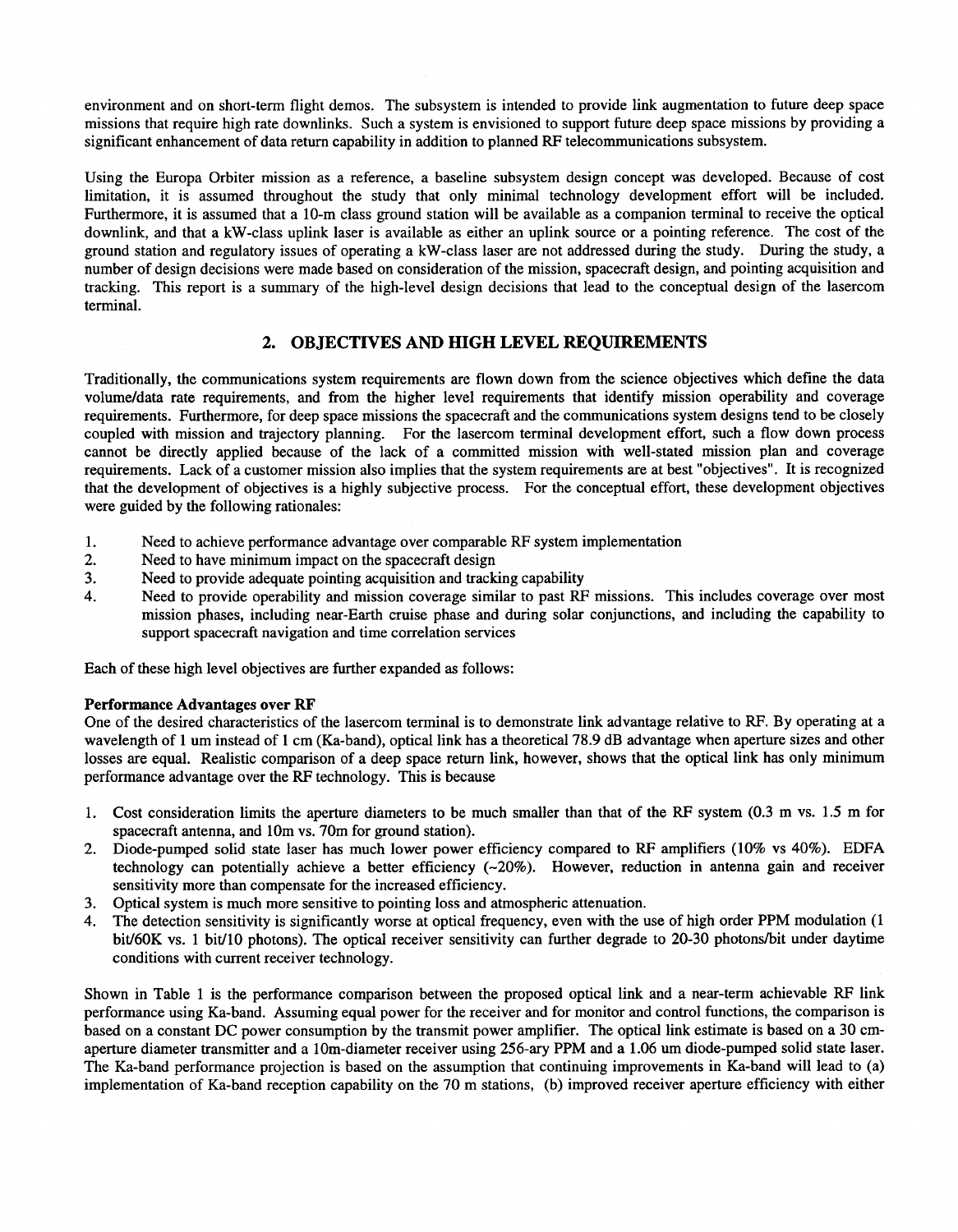environment and on short-term flight demos. The subsystem is intended to provide link augmentation to future deep space missions that require high rate downlinks. Such a system is envisioned to support future deep space missions by providing a significant enhancement of data return capability in addition to planned RF telecommunications subsystem.

Using the Europa Orbiter mission as a reference, a baseline subsystem design concept was developed. Because of cost limitation, it is assumed throughout the study that only minimal technology development effort will be included. Furthermore, it is assumed that a 10-m class ground station will be available as a companion terminal to receive the optical downlink, and that a kW-class uplink laser is available as either an uplink source or a pointing reference. The cost of the ground station and regulatory issues of operating a kW-class laser are not addressed during the study. During the study, a number of design decisions were made based on consideration of the mission, spacecraft design, and pointing acquisition and tracking. This report is a summary of the high-level design decisions that lead to the conceptual design of the lasercom terminal.

## 2. OBJECTIVES AND HIGH LEVEL REQUIREMENTS

Traditionally, the communications system requirements are flown down from the science objectives which define the data volume/data rate requirements, and from the higher level requirements that identify mission operability and coverage requirements. Furthermore, for deep space missions the spacecraft and the communications system designs tend to be closely coupled with mission and trajectory planning. For the lasercom terminal development effort, such a flow down process cannot be directly applied because of the lack of a committed mission with well-stated mission plan and coverage requirements. Lack of a customer mission also implies that the system requirements are at best "objectives". It is recognized that the development of objectives is a highly subjective process. For the conceptual effort, these development objectives were guided by the following rationales:

1. Need to achieve performance advantage over comparable RF system implementation
2. Need to have minimum impact on the spacecraft design
3. Need to provide adequate pointing acquisition and tracking capability
4. Need to provide operability and mission coverage similar to past RF missions. This includes coverage over most mission phases, including near-Earth cruise phase and during solar conjunctions, and including the capability to support spacecraft navigation and time correlation services

Each of these high level objectives are further expanded as follows:

**Performance Advantages over RF**

One of the desired characteristics of the lasercom terminal is to demonstrate link advantage relative to RF. By operating at a wavelength of 1 um instead of 1 cm (Ka-band), optical link has a theoretical 78.9 dB advantage when aperture sizes and other losses are equal. Realistic comparison of a deep space return link, however, shows that the optical link has only minimum performance advantage over the RF technology. This is because

1. Cost consideration limits the aperture diameters to be much smaller than that of the RF system (0.3 m vs. 1.5 m for spacecraft antenna, and 10m vs. 70m for ground station).
2. Diode-pumped solid state laser has much lower power efficiency compared to RF amplifiers (10% vs 40%). EDFA technology can potentially achieve a better efficiency (~20%). However, reduction in antenna gain and receiver sensitivity more than compensate for the increased efficiency.
3. Optical system is much more sensitive to pointing loss and atmospheric attenuation.
4. The detection sensitivity is significantly worse at optical frequency, even with the use of high order PPM modulation (1 bit/60K vs. 1 bit/10 photons). The optical receiver sensitivity can further degrade to 20-30 photons/bit under daytime conditions with current receiver technology.

Shown in Table 1 is the performance comparison between the proposed optical link and a near-term achievable RF link performance using Ka-band. Assuming equal power for the receiver and for monitor and control functions, the comparison is based on a constant DC power consumption by the transmit power amplifier. The optical link estimate is based on a 30 cm-aperture diameter transmitter and a 10m-diameter receiver using 256-ary PPM and a 1.06 um diode-pumped solid state laser. The Ka-band performance projection is based on the assumption that continuing improvements in Ka-band will lead to (a) implementation of Ka-band reception capability on the 70 m stations, (b) improved receiver aperture efficiency with either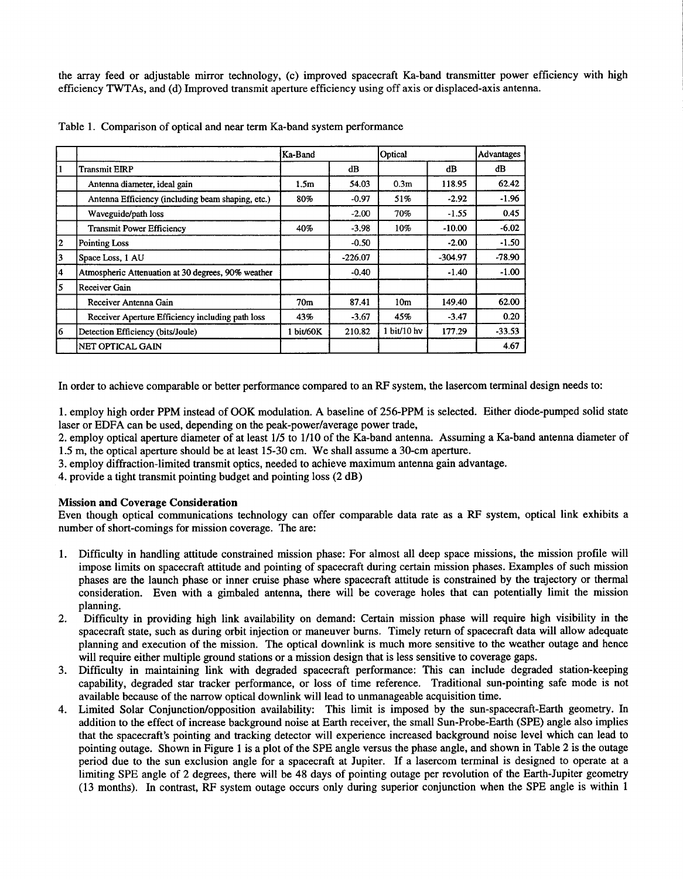the array feed or adjustable mirror technology, (c) improved spacecraft Ka-band transmitter power efficiency with high efficiency TWTAs, and (d) Improved transmit aperture efficiency using off axis or displaced-axis antenna.

Table 1. Comparison of optical and near term Ka-band system performance

| | | Ka-Band | | Optical | | Advantages |
|---|---|---|---|---|---|---|
| | | | dB | | dB | dB |
| 1 | Transmit EIRP | | | | | |
| | Antenna diameter, ideal gain | 1.5m | 54.03 | 0.3m | 118.95 | 62.42 |
| | Antenna Efficiency (including beam shaping, etc.) | 80% | -0.97 | 51% | -2.92 | -1.96 |
| | Waveguide/path loss | | -2.00 | 70% | -1.55 | 0.45 |
| | Transmit Power Efficiency | 40% | -3.98 | 10% | -10.00 | -6.02 |
| 2 | Pointing Loss | | -0.50 | | -2.00 | -1.50 |
| 3 | Space Loss, 1 AU | | -226.07 | | -304.97 | -78.90 |
| 4 | Atmospheric Attenuation at 30 degrees, 90% weather | | -0.40 | | -1.40 | -1.00 |
| 5 | Receiver Gain | | | | | |
| | Receiver Antenna Gain | 70m | 87.41 | 10m | 149.40 | 62.00 |
| | Receiver Aperture Efficiency including path loss | 43% | -3.67 | 45% | -3.47 | 0.20 |
| 6 | Detection Efficiency (bits/Joule) | 1 bit/60K | 210.82 | 1 bit/10 hv | 177.29 | -33.53 |
| | NET OPTICAL GAIN | | | | | 4.67 |

In order to achieve comparable or better performance compared to an RF system, the lasercom terminal design needs to:

1. employ high order PPM instead of OOK modulation. A baseline of 256-PPM is selected. Either diode-pumped solid state laser or EDFA can be used, depending on the peak-power/average power trade,
2. employ optical aperture diameter of at least 1/5 to 1/10 of the Ka-band antenna. Assuming a Ka-band antenna diameter of 1.5 m, the optical aperture should be at least 15-30 cm. We shall assume a 30-cm aperture.
3. employ diffraction-limited transmit optics, needed to achieve maximum antenna gain advantage.
4. provide a tight transmit pointing budget and pointing loss (2 dB)

**Mission and Coverage Consideration**

Even though optical communications technology can offer comparable data rate as a RF system, optical link exhibits a number of short-comings for mission coverage. The are:

1. Difficulty in handling attitude constrained mission phase: For almost all deep space missions, the mission profile will impose limits on spacecraft attitude and pointing of spacecraft during certain mission phases. Examples of such mission phases are the launch phase or inner cruise phase where spacecraft attitude is constrained by the trajectory or thermal consideration. Even with a gimbaled antenna, there will be coverage holes that can potentially limit the mission planning.
2. Difficulty in providing high link availability on demand: Certain mission phase will require high visibility in the spacecraft state, such as during orbit injection or maneuver burns. Timely return of spacecraft data will allow adequate planning and execution of the mission. The optical downlink is much more sensitive to the weather outage and hence will require either multiple ground stations or a mission design that is less sensitive to coverage gaps.
3. Difficulty in maintaining link with degraded spacecraft performance: This can include degraded station-keeping capability, degraded star tracker performance, or loss of time reference. Traditional sun-pointing safe mode is not available because of the narrow optical downlink will lead to unmanageable acquisition time.
4. Limited Solar Conjunction/opposition availability: This limit is imposed by the sun-spacecraft-Earth geometry. In addition to the effect of increase background noise at Earth receiver, the small Sun-Probe-Earth (SPE) angle also implies that the spacecraft's pointing and tracking detector will experience increased background noise level which can lead to pointing outage. Shown in Figure 1 is a plot of the SPE angle versus the phase angle, and shown in Table 2 is the outage period due to the sun exclusion angle for a spacecraft at Jupiter. If a lasercom terminal is designed to operate at a limiting SPE angle of 2 degrees, there will be 48 days of pointing outage per revolution of the Earth-Jupiter geometry (13 months). In contrast, RF system outage occurs only during superior conjunction when the SPE angle is within 1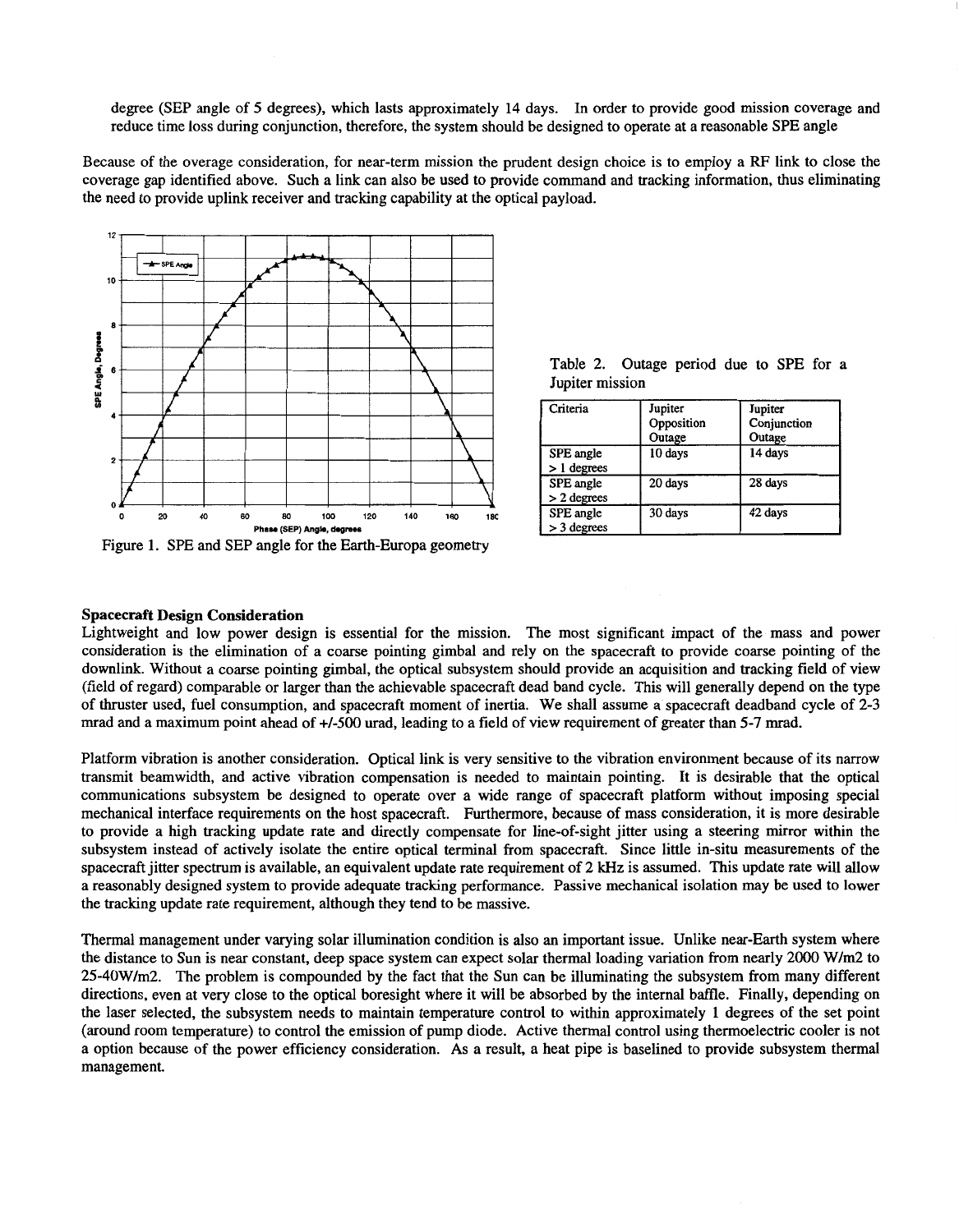degree (SEP angle of 5 degrees), which lasts approximately 14 days. In order to provide good mission coverage and reduce time loss during conjunction, therefore, the system should be designed to operate at a reasonable SPE angle

Because of the overage consideration, for near-term mission the prudent design choice is to employ a RF link to close the coverage gap identified above. Such a link can also be used to provide command and tracking information, thus eliminating the need to provide uplink receiver and tracking capability at the optical payload.

Figure 1. SPE and SEP angle for the Earth-Europa geometry

Table 2. Outage period due to SPE for a Jupiter mission

| Criteria | Jupiter Opposition Outage | Jupiter Conjunction Outage |
|---|---|---|
| SPE angle > 1 degrees | 10 days | 14 days |
| SPE angle > 2 degrees | 20 days | 28 days |
| SPE angle > 3 degrees | 30 days | 42 days |

**Spacecraft Design Consideration**

Lightweight and low power design is essential for the mission. The most significant impact of the mass and power consideration is the elimination of a coarse pointing gimbal and rely on the spacecraft to provide coarse pointing of the downlink. Without a coarse pointing gimbal, the optical subsystem should provide an acquisition and tracking field of view (field of regard) comparable or larger than the achievable spacecraft dead band cycle. This will generally depend on the type of thruster used, fuel consumption, and spacecraft moment of inertia. We shall assume a spacecraft deadband cycle of 2-3 mrad and a maximum point ahead of +/-500 urad, leading to a field of view requirement of greater than 5-7 mrad.

Platform vibration is another consideration. Optical link is very sensitive to the vibration environment because of its narrow transmit beamwidth, and active vibration compensation is needed to maintain pointing. It is desirable that the optical communications subsystem be designed to operate over a wide range of spacecraft platform without imposing special mechanical interface requirements on the host spacecraft. Furthermore, because of mass consideration, it is more desirable to provide a high tracking update rate and directly compensate for line-of-sight jitter using a steering mirror within the subsystem instead of actively isolate the entire optical terminal from spacecraft. Since little in-situ measurements of the spacecraft jitter spectrum is available, an equivalent update rate requirement of 2 kHz is assumed. This update rate will allow a reasonably designed system to provide adequate tracking performance. Passive mechanical isolation may be used to lower the tracking update rate requirement, although they tend to be massive.

Thermal management under varying solar illumination condition is also an important issue. Unlike near-Earth system where the distance to Sun is near constant, deep space system can expect solar thermal loading variation from nearly 2000 W/m2 to 25-40W/m2. The problem is compounded by the fact that the Sun can be illuminating the subsystem from many different directions, even at very close to the optical boresight where it will be absorbed by the internal baffle. Finally, depending on the laser selected, the subsystem needs to maintain temperature control to within approximately 1 degrees of the set point (around room temperature) to control the emission of pump diode. Active thermal control using thermoelectric cooler is not a option because of the power efficiency consideration. As a result, a heat pipe is baselined to provide subsystem thermal management.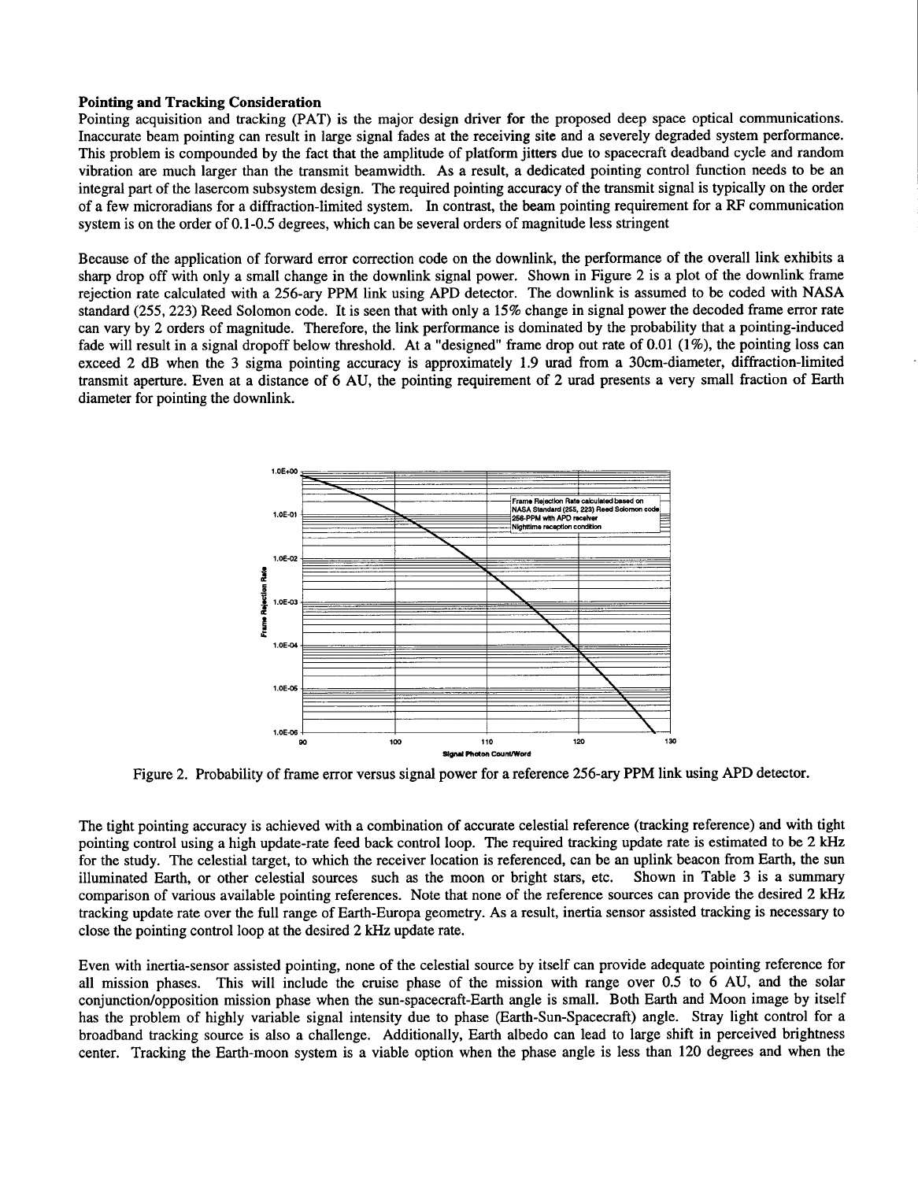**Pointing and Tracking Consideration**

Pointing acquisition and tracking (PAT) is the major design driver for the proposed deep space optical communications. Inaccurate beam pointing can result in large signal fades at the receiving site and a severely degraded system performance. This problem is compounded by the fact that the amplitude of platform jitters due to spacecraft deadband cycle and random vibration are much larger than the transmit beamwidth. As a result, a dedicated pointing control function needs to be an integral part of the lasercom subsystem design. The required pointing accuracy of the transmit signal is typically on the order of a few microradians for a diffraction-limited system. In contrast, the beam pointing requirement for a RF communication system is on the order of 0.1-0.5 degrees, which can be several orders of magnitude less stringent

Because of the application of forward error correction code on the downlink, the performance of the overall link exhibits a sharp drop off with only a small change in the downlink signal power. Shown in Figure 2 is a plot of the downlink frame rejection rate calculated with a 256-ary PPM link using APD detector. The downlink is assumed to be coded with NASA standard (255, 223) Reed Solomon code. It is seen that with only a 15% change in signal power the decoded frame error rate can vary by 2 orders of magnitude. Therefore, the link performance is dominated by the probability that a pointing-induced fade will result in a signal dropoff below threshold. At a "designed" frame drop out rate of 0.01 (1%), the pointing loss can exceed 2 dB when the 3 sigma pointing accuracy is approximately 1.9 urad from a 30cm-diameter, diffraction-limited transmit aperture. Even at a distance of 6 AU, the pointing requirement of 2 urad presents a very small fraction of Earth diameter for pointing the downlink.

Figure 2. Probability of frame error versus signal power for a reference 256-ary PPM link using APD detector.

The tight pointing accuracy is achieved with a combination of accurate celestial reference (tracking reference) and with tight pointing control using a high update-rate feed back control loop. The required tracking update rate is estimated to be 2 kHz for the study. The celestial target, to which the receiver location is referenced, can be an uplink beacon from Earth, the sun illuminated Earth, or other celestial sources such as the moon or bright stars, etc. Shown in Table 3 is a summary comparison of various available pointing references. Note that none of the reference sources can provide the desired 2 kHz tracking update rate over the full range of Earth-Europa geometry. As a result, inertia sensor assisted tracking is necessary to close the pointing control loop at the desired 2 kHz update rate.

Even with inertia-sensor assisted pointing, none of the celestial source by itself can provide adequate pointing reference for all mission phases. This will include the cruise phase of the mission with range over 0.5 to 6 AU, and the solar conjunction/opposition mission phase when the sun-spacecraft-Earth angle is small. Both Earth and Moon image by itself has the problem of highly variable signal intensity due to phase (Earth-Sun-Spacecraft) angle. Stray light control for a broadband tracking source is also a challenge. Additionally, Earth albedo can lead to large shift in perceived brightness center. Tracking the Earth-moon system is a viable option when the phase angle is less than 120 degrees and when the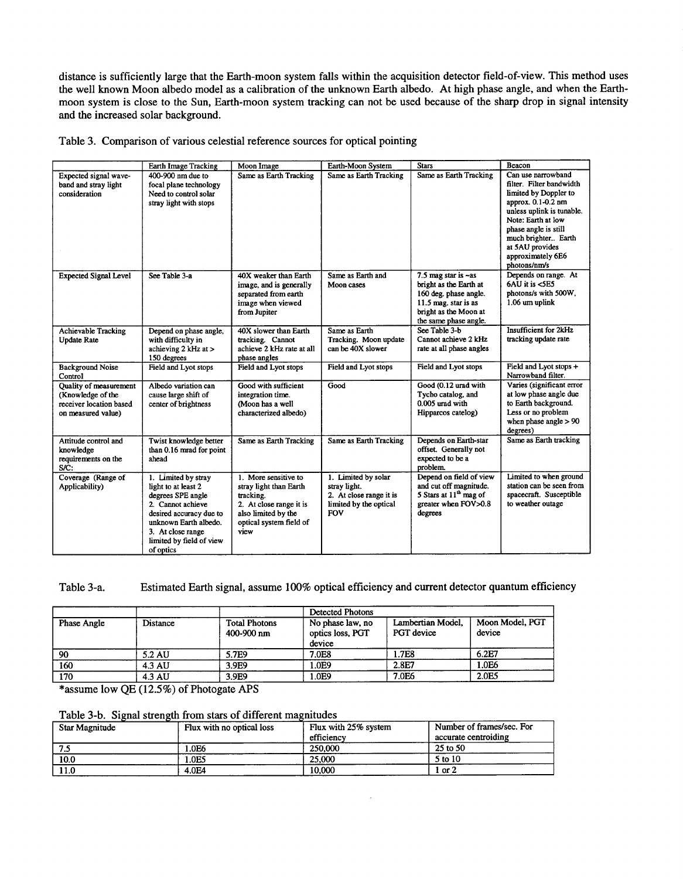distance is sufficiently large that the Earth-moon system falls within the acquisition detector field-of-view. This method uses the well known Moon albedo model as a calibration of the unknown Earth albedo. At high phase angle, and when the Earth-moon system is close to the Sun, Earth-moon system tracking can not be used because of the sharp drop in signal intensity and the increased solar background.

Table 3. Comparison of various celestial reference sources for optical pointing

| | Earth Image Tracking | Moon Image | Earth-Moon System | Stars | Beacon |
|---|---|---|---|---|---|
| Expected signal wave-band and stray light consideration | 400-900 nm due to focal plane technology Need to control solar stray light with stops | Same as Earth Tracking | Same as Earth Tracking | Same as Earth Tracking | Can use narrowband filter. Filter bandwidth limited by Doppler to approx. 0.1-0.2 nm unless uplink is tunable. Note: Earth at low phase angle is still much brighter.. Earth at 5AU provides approximately 6E6 photons/nm/s |
| Expected Signal Level | See Table 3-a | 40X weaker than Earth image, and is generally separated from earth image when viewed from Jupiter | Same as Earth and Moon cases | 7.5 mag star is ~as bright as the Earth at 160 deg. phase angle. 11.5 mag. star is as bright as the Moon at the same phase angle. | Depends on range. At 6AU it is <5E5 photons/s with 500W, 1.06 um uplink |
| Achievable Tracking Update Rate | Depend on phase angle, with difficulty in achieving 2 kHz at > 150 degrees | 40X slower than Earth tracking. Cannot achieve 2 kHz rate at all phase angles | Same as Earth Tracking. Moon update can be 40X slower | See Table 3-b Cannot achieve 2 kHz rate at all phase angles | Insufficient for 2kHz tracking update rate |
| Background Noise Control | Field and Lyot stops | Field and Lyot stops | Field and Lyot stops | Field and Lyot stops | Field and Lyot stops + Narrowband filter. |
| Quality of measurement (Knowledge of the receiver location based on measured value) | Albedo variation can cause large shift of center of brightness | Good with sufficient integration time. (Moon has a well characterized albedo) | Good | Good (0.12 urad with Tycho catalog, and 0.005 urad with Hipparcos catelog) | Varies (significant error at low phase angle due to Earth background. Less or no problem when phase angle > 90 degrees) |
| Attitude control and knowledge requirements on the S/C: | Twist knowledge better than 0.16 mrad for point ahead | Same as Earth Tracking | Same as Earth Tracking | Depends on Earth-star offset. Generally not expected to be a problem. | Same as Earth tracking |
| Coverage (Range of Applicability) | 1. Limited by stray light to at least 2 degrees SPE angle 2. Cannot achieve desired accuracy due to unknown Earth albedo. 3. At close range limited by field of view of optics | 1. More sensitive to stray light than Earth tracking. 2. At close range it is also limited by the optical system field of view | 1. Limited by solar stray light. 2. At close range it is limited by the optical FOV | Depend on field of view and cut off magnitude. 5 Stars at 11th mag of greater when FOV>0.8 degrees | Limited to when ground station can be seen from spacecraft. Susceptible to weather outage |

Table 3-a. Estimated Earth signal, assume 100% optical efficiency and current detector quantum efficiency

| | | | Detected Photons | | |
|---|---|---|---|---|---|
| Phase Angle | Distance | Total Photons 400-900 nm | No phase law, no optics loss, PGT device | Lambertian Model, PGT device | Moon Model, PGT device |
| 90 | 5.2 AU | 5.7E9 | 7.0E8 | 1.7E8 | 6.2E7 |
| 160 | 4.3 AU | 3.9E9 | 1.0E9 | 2.8E7 | 1.0E6 |
| 170 | 4.3 AU | 3.9E9 | 1.0E9 | 7.0E6 | 2.0E5 |

*assume low QE (12.5%) of Photogate APS

Table 3-b. Signal strength from stars of different magnitudes

| Star Magnitude | Flux with no optical loss | Flux with 25% system efficiency | Number of frames/sec. For accurate centroiding |
|---|---|---|---|
| 7.5 | 1.0E6 | 250,000 | 25 to 50 |
| 10.0 | 1.0E5 | 25,000 | 5 to 10 |
| 11.0 | 4.0E4 | 10,000 | 1 or 2 |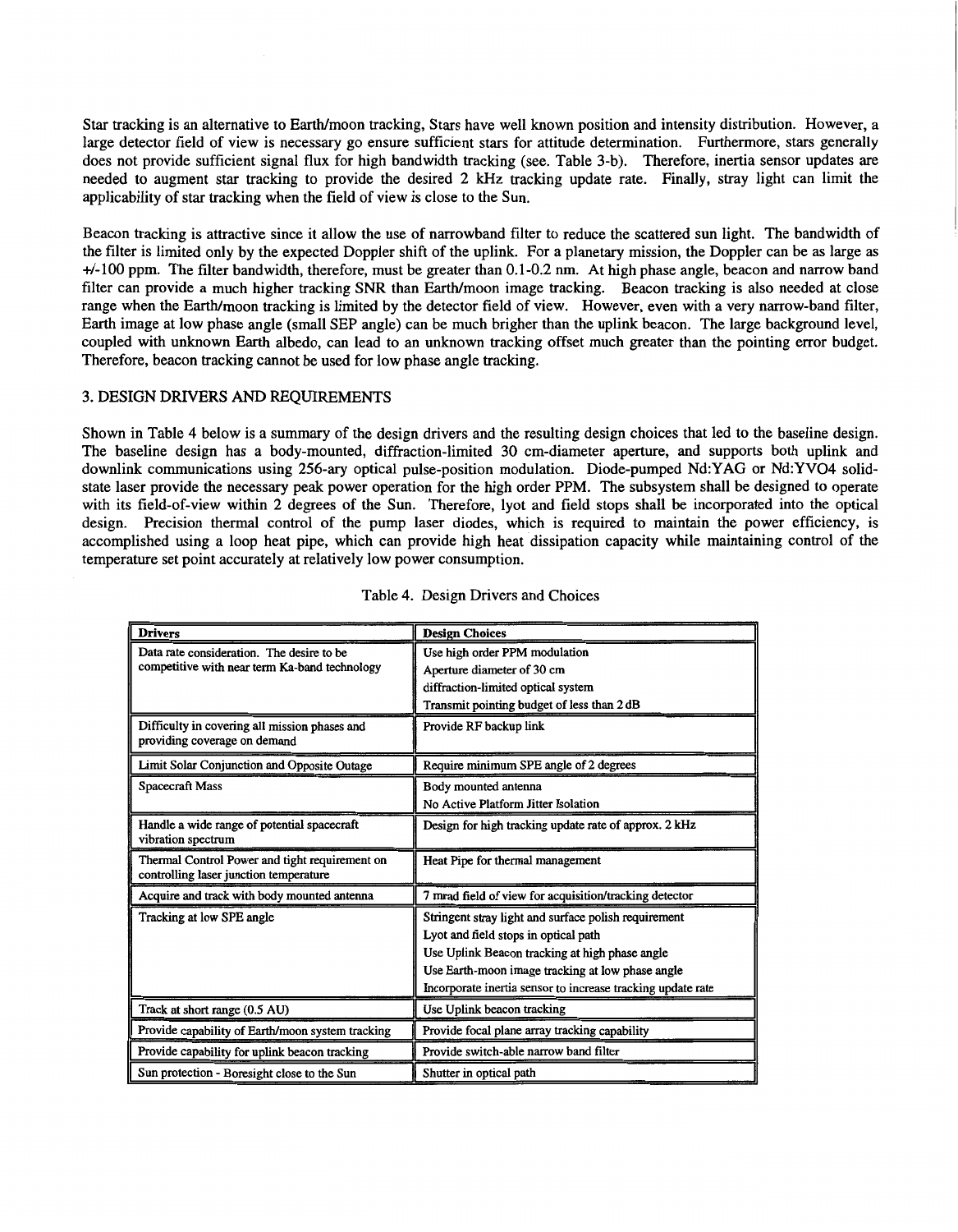Star tracking is an alternative to Earth/moon tracking, Stars have well known position and intensity distribution. However, a large detector field of view is necessary go ensure sufficient stars for attitude determination. Furthermore, stars generally does not provide sufficient signal flux for high bandwidth tracking (see. Table 3-b). Therefore, inertia sensor updates are needed to augment star tracking to provide the desired 2 kHz tracking update rate. Finally, stray light can limit the applicability of star tracking when the field of view is close to the Sun.

Beacon tracking is attractive since it allow the use of narrowband filter to reduce the scattered sun light. The bandwidth of the filter is limited only by the expected Doppler shift of the uplink. For a planetary mission, the Doppler can be as large as +/-100 ppm. The filter bandwidth, therefore, must be greater than 0.1-0.2 nm. At high phase angle, beacon and narrow band filter can provide a much higher tracking SNR than Earth/moon image tracking. Beacon tracking is also needed at close range when the Earth/moon tracking is limited by the detector field of view. However, even with a very narrow-band filter, Earth image at low phase angle (small SEP angle) can be much brigher than the uplink beacon. The large background level, coupled with unknown Earth albedo, can lead to an unknown tracking offset much greater than the pointing error budget. Therefore, beacon tracking cannot be used for low phase angle tracking.

## 3. DESIGN DRIVERS AND REQUIREMENTS

Shown in Table 4 below is a summary of the design drivers and the resulting design choices that led to the baseline design. The baseline design has a body-mounted, diffraction-limited 30 cm-diameter aperture, and supports both uplink and downlink communications using 256-ary optical pulse-position modulation. Diode-pumped Nd:YAG or Nd:YVO4 solid-state laser provide the necessary peak power operation for the high order PPM. The subsystem shall be designed to operate with its field-of-view within 2 degrees of the Sun. Therefore, lyot and field stops shall be incorporated into the optical design. Precision thermal control of the pump laser diodes, which is required to maintain the power efficiency, is accomplished using a loop heat pipe, which can provide high heat dissipation capacity while maintaining control of the temperature set point accurately at relatively low power consumption.

Table 4. Design Drivers and Choices

| Drivers | Design Choices |
|---|---|
| Data rate consideration. The desire to be competitive with near term Ka-band technology | Use high order PPM modulation<br>Aperture diameter of 30 cm<br>diffraction-limited optical system<br>Transmit pointing budget of less than 2 dB |
| Difficulty in covering all mission phases and providing coverage on demand | Provide RF backup link |
| Limit Solar Conjunction and Opposite Outage | Require minimum SPE angle of 2 degrees |
| Spacecraft Mass | Body mounted antenna<br>No Active Platform Jitter Isolation |
| Handle a wide range of potential spacecraft vibration spectrum | Design for high tracking update rate of approx. 2 kHz |
| Thermal Control Power and tight requirement on controlling laser junction temperature | Heat Pipe for thermal management |
| Acquire and track with body mounted antenna | 7 mrad field of view for acquisition/tracking detector |
| Tracking at low SPE angle | Stringent stray light and surface polish requirement<br>Lyot and field stops in optical path<br>Use Uplink Beacon tracking at high phase angle<br>Use Earth-moon image tracking at low phase angle<br>Incorporate inertia sensor to increase tracking update rate |
| Track at short range (0.5 AU) | Use Uplink beacon tracking |
| Provide capability of Earth/moon system tracking | Provide focal plane array tracking capability |
| Provide capability for uplink beacon tracking | Provide switch-able narrow band filter |
| Sun protection - Boresight close to the Sun | Shutter in optical path |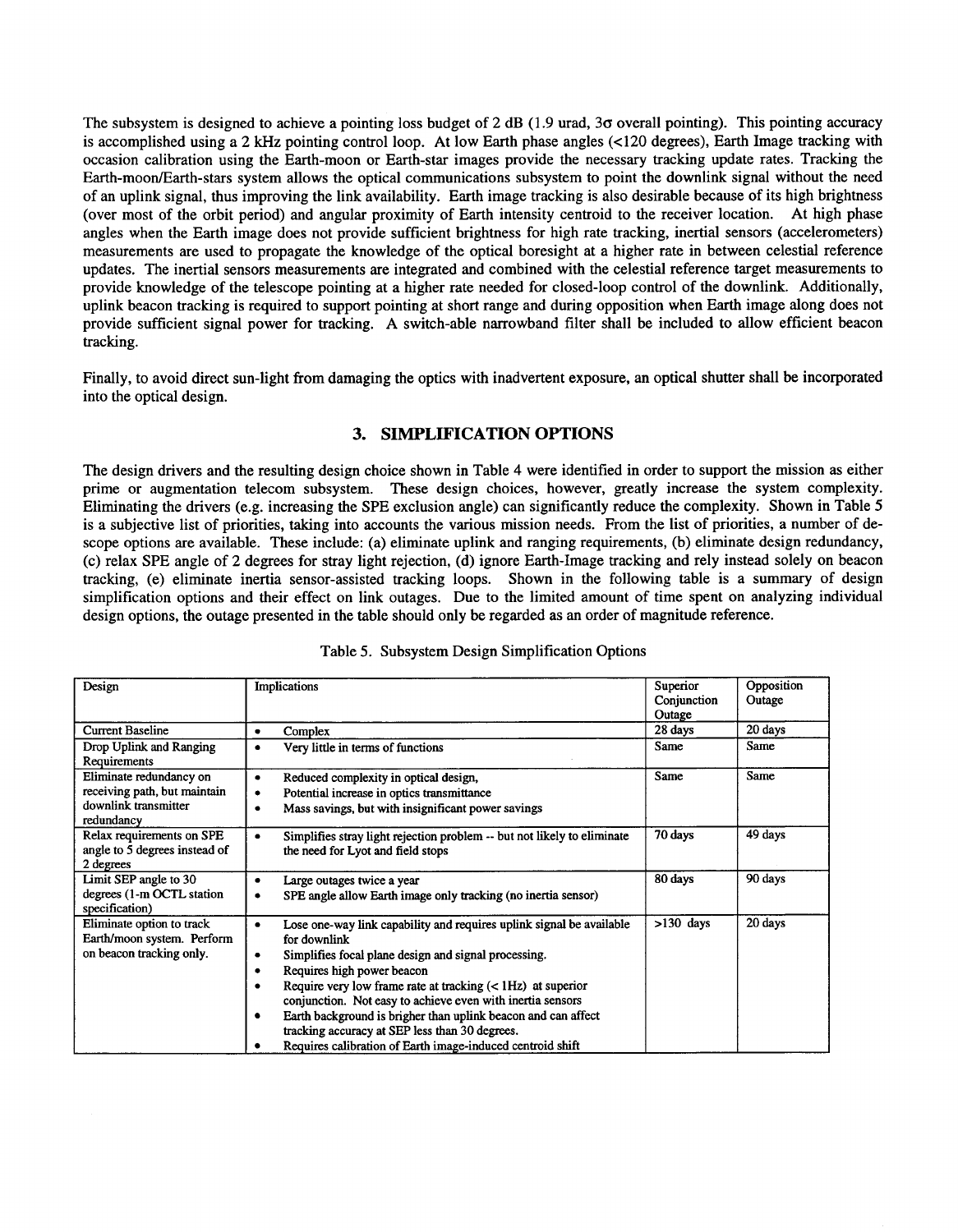The subsystem is designed to achieve a pointing loss budget of 2 dB (1.9 urad, 3σ overall pointing). This pointing accuracy is accomplished using a 2 kHz pointing control loop. At low Earth phase angles (<120 degrees), Earth Image tracking with occasion calibration using the Earth-moon or Earth-star images provide the necessary tracking update rates. Tracking the Earth-moon/Earth-stars system allows the optical communications subsystem to point the downlink signal without the need of an uplink signal, thus improving the link availability. Earth image tracking is also desirable because of its high brightness (over most of the orbit period) and angular proximity of Earth intensity centroid to the receiver location. At high phase angles when the Earth image does not provide sufficient brightness for high rate tracking, inertial sensors (accelerometers) measurements are used to propagate the knowledge of the optical boresight at a higher rate in between celestial reference updates. The inertial sensors measurements are integrated and combined with the celestial reference target measurements to provide knowledge of the telescope pointing at a higher rate needed for closed-loop control of the downlink. Additionally, uplink beacon tracking is required to support pointing at short range and during opposition when Earth image along does not provide sufficient signal power for tracking. A switch-able narrowband filter shall be included to allow efficient beacon tracking.

Finally, to avoid direct sun-light from damaging the optics with inadvertent exposure, an optical shutter shall be incorporated into the optical design.

## 3. SIMPLIFICATION OPTIONS

The design drivers and the resulting design choice shown in Table 4 were identified in order to support the mission as either prime or augmentation telecom subsystem. These design choices, however, greatly increase the system complexity. Eliminating the drivers (e.g. increasing the SPE exclusion angle) can significantly reduce the complexity. Shown in Table 5 is a subjective list of priorities, taking into accounts the various mission needs. From the list of priorities, a number of de-scope options are available. These include: (a) eliminate uplink and ranging requirements, (b) eliminate design redundancy, (c) relax SPE angle of 2 degrees for stray light rejection, (d) ignore Earth-Image tracking and rely instead solely on beacon tracking, (e) eliminate inertia sensor-assisted tracking loops. Shown in the following table is a summary of design simplification options and their effect on link outages. Due to the limited amount of time spent on analyzing individual design options, the outage presented in the table should only be regarded as an order of magnitude reference.

Table 5. Subsystem Design Simplification Options

| Design | Implications | Superior Conjunction Outage | Opposition Outage |
|---|---|---|---|
| Current Baseline | • Complex | 28 days | 20 days |
| Drop Uplink and Ranging Requirements | • Very little in terms of functions | Same | Same |
| Eliminate redundancy on receiving path, but maintain downlink transmitter redundancy | • Reduced complexity in optical design, • Potential increase in optics transmittance • Mass savings, but with insignificant power savings | Same | Same |
| Relax requirements on SPE angle to 5 degrees instead of 2 degrees | • Simplifies stray light rejection problem -- but not likely to eliminate the need for Lyot and field stops | 70 days | 49 days |
| Limit SEP angle to 30 degrees (1-m OCTL station specification) | • Large outages twice a year • SPE angle allow Earth image only tracking (no inertia sensor) | 80 days | 90 days |
| Eliminate option to track Earth/moon system. Perform on beacon tracking only. | • Lose one-way link capability and requires uplink signal be available for downlink • Simplifies focal plane design and signal processing. • Requires high power beacon • Require very low frame rate at tracking (< 1Hz) at superior conjunction. Not easy to achieve even with inertia sensors • Earth background is brigher than uplink beacon and can affect tracking accuracy at SEP less than 30 degrees. • Requires calibration of Earth image-induced centroid shift | >130 days | 20 days |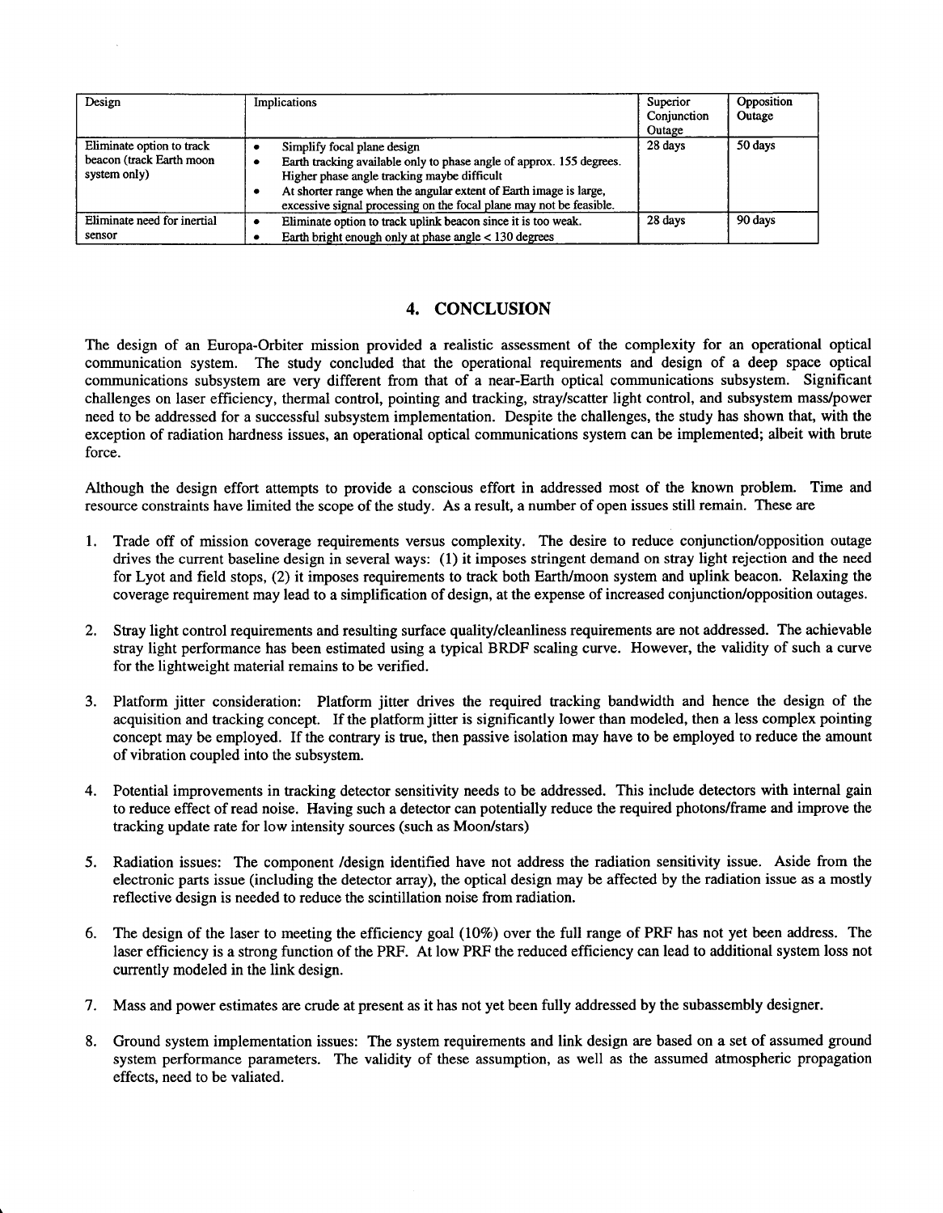| Design | Implications | Superior Conjunction Outage | Opposition Outage |
|---|---|---|---|
| Eliminate option to track beacon (track Earth moon system only) | • Simplify focal plane design<br>• Earth tracking available only to phase angle of approx. 155 degrees. Higher phase angle tracking maybe difficult<br>• At shorter range when the angular extent of Earth image is large, excessive signal processing on the focal plane may not be feasible. | 28 days | 50 days |
| Eliminate need for inertial sensor | • Eliminate option to track uplink beacon since it is too weak.<br>• Earth bright enough only at phase angle < 130 degrees | 28 days | 90 days |

## 4. CONCLUSION

The design of an Europa-Orbiter mission provided a realistic assessment of the complexity for an operational optical communication system. The study concluded that the operational requirements and design of a deep space optical communications subsystem are very different from that of a near-Earth optical communications subsystem. Significant challenges on laser efficiency, thermal control, pointing and tracking, stray/scatter light control, and subsystem mass/power need to be addressed for a successful subsystem implementation. Despite the challenges, the study has shown that, with the exception of radiation hardness issues, an operational optical communications system can be implemented; albeit with brute force.

Although the design effort attempts to provide a conscious effort in addressed most of the known problem. Time and resource constraints have limited the scope of the study. As a result, a number of open issues still remain. These are

1. Trade off of mission coverage requirements versus complexity. The desire to reduce conjunction/opposition outage drives the current baseline design in several ways: (1) it imposes stringent demand on stray light rejection and the need for Lyot and field stops, (2) it imposes requirements to track both Earth/moon system and uplink beacon. Relaxing the coverage requirement may lead to a simplification of design, at the expense of increased conjunction/opposition outages.

2. Stray light control requirements and resulting surface quality/cleanliness requirements are not addressed. The achievable stray light performance has been estimated using a typical BRDF scaling curve. However, the validity of such a curve for the lightweight material remains to be verified.

3. Platform jitter consideration: Platform jitter drives the required tracking bandwidth and hence the design of the acquisition and tracking concept. If the platform jitter is significantly lower than modeled, then a less complex pointing concept may be employed. If the contrary is true, then passive isolation may have to be employed to reduce the amount of vibration coupled into the subsystem.

4. Potential improvements in tracking detector sensitivity needs to be addressed. This include detectors with internal gain to reduce effect of read noise. Having such a detector can potentially reduce the required photons/frame and improve the tracking update rate for low intensity sources (such as Moon/stars)

5. Radiation issues: The component /design identified have not address the radiation sensitivity issue. Aside from the electronic parts issue (including the detector array), the optical design may be affected by the radiation issue as a mostly reflective design is needed to reduce the scintillation noise from radiation.

6. The design of the laser to meeting the efficiency goal (10%) over the full range of PRF has not yet been address. The laser efficiency is a strong function of the PRF. At low PRF the reduced efficiency can lead to additional system loss not currently modeled in the link design.

7. Mass and power estimates are crude at present as it has not yet been fully addressed by the subassembly designer.

8. Ground system implementation issues: The system requirements and link design are based on a set of assumed ground system performance parameters. The validity of these assumption, as well as the assumed atmospheric propagation effects, need to be valiated.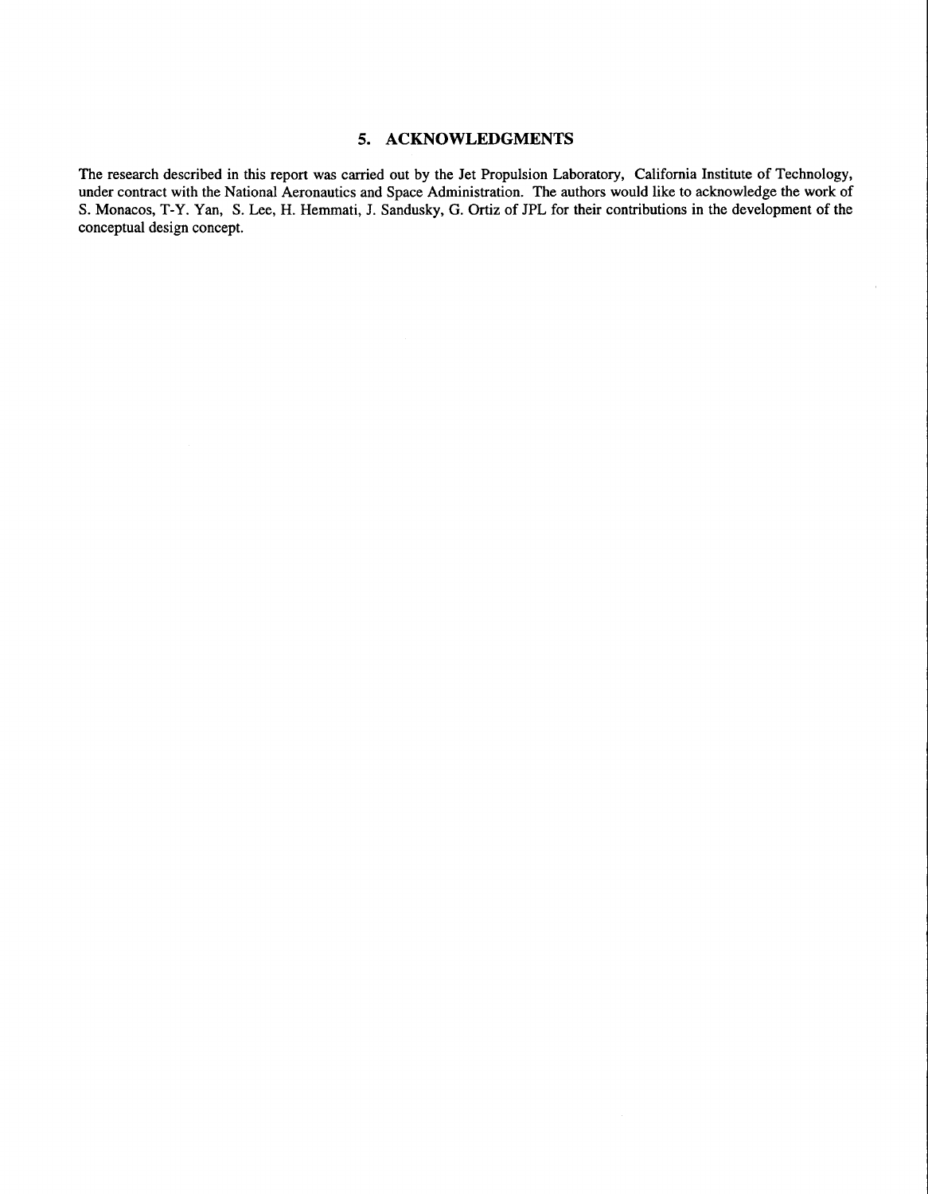## 5. ACKNOWLEDGMENTS

The research described in this report was carried out by the Jet Propulsion Laboratory, California Institute of Technology, under contract with the National Aeronautics and Space Administration. The authors would like to acknowledge the work of S. Monacos, T-Y. Yan, S. Lee, H. Hemmati, J. Sandusky, G. Ortiz of JPL for their contributions in the development of the conceptual design concept.